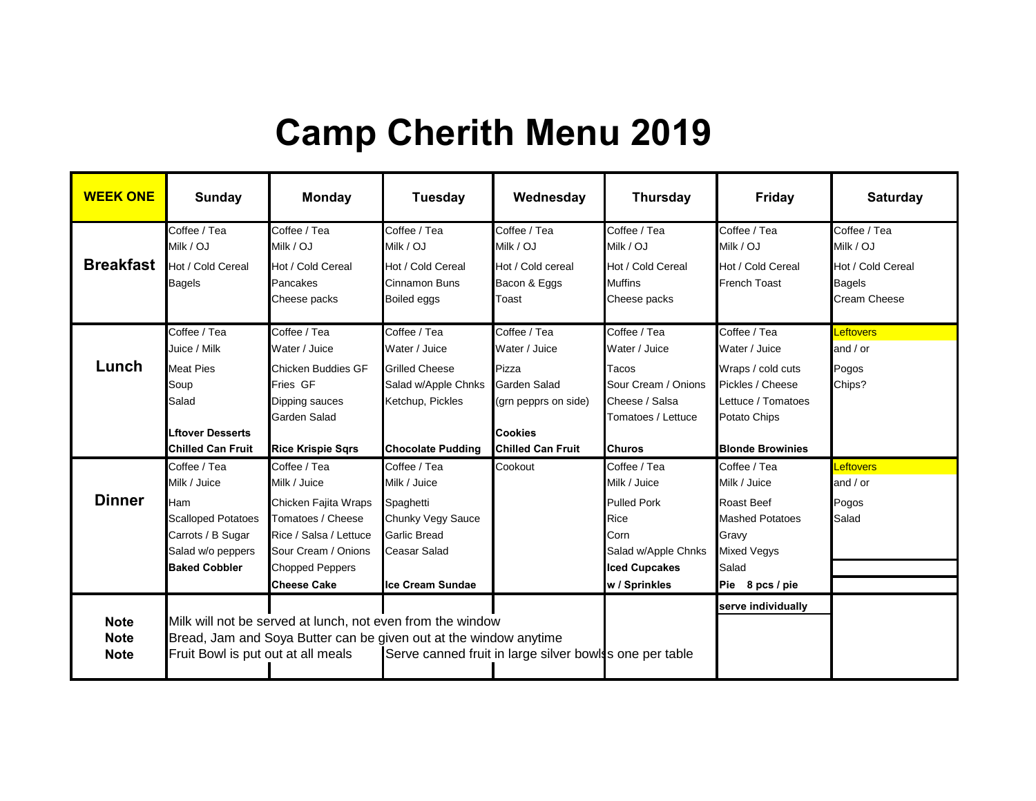# Camp Cherith Menu 2019

| WEEK ONE | Sunday | Monday | Tuesday | Wednesday | Thursday | Friday | Saturday |
|---|---|---|---|---|---|---|---|
| **Breakfast** | Coffee / Tea<br>Milk / OJ<br>Hot / Cold Cereal<br>Bagels | Coffee / Tea<br>Milk / OJ<br>Hot / Cold Cereal<br>Pancakes<br>Cheese packs | Coffee / Tea<br>Milk / OJ<br>Hot / Cold Cereal<br>Cinnamon Buns<br>Boiled eggs | Coffee / Tea<br>Milk / OJ<br>Hot / Cold cereal<br>Bacon & Eggs<br>Toast | Coffee / Tea<br>Milk / OJ<br>Hot / Cold Cereal<br>Muffins<br>Cheese packs | Coffee / Tea<br>Milk / OJ<br>Hot / Cold Cereal<br>French Toast | Coffee / Tea<br>Milk / OJ<br>Hot / Cold Cereal<br>Bagels<br>Cream Cheese |
| **Lunch** | Coffee / Tea<br>Juice / Milk<br>Meat Pies<br>Soup<br>Salad<br>**Lftover Desserts**<br>**Chilled Can Fruit** | Coffee / Tea<br>Water / Juice<br>Chicken Buddies GF<br>Fries GF<br>Dipping sauces<br>Garden Salad<br>**Rice Krispie Sqrs** | Coffee / Tea<br>Water / Juice<br>Grilled Cheese<br>Salad w/Apple Chnks<br>Ketchup, Pickles<br>**Chocolate Pudding** | Coffee / Tea<br>Water / Juice<br>Pizza<br>Garden Salad<br>(grn pepprs on side)<br>**Cookies**<br>**Chilled Can Fruit** | Coffee / Tea<br>Water / Juice<br>Tacos<br>Sour Cream / Onions<br>Cheese / Salsa<br>Tomatoes / Lettuce<br>**Churos** | Coffee / Tea<br>Water / Juice<br>Wraps / cold cuts<br>Pickles / Cheese<br>Lettuce / Tomatoes<br>Potato Chips<br>**Blonde Browinies** | Leftovers<br>and / or<br>Pogos<br>Chips? |
| **Dinner** | Coffee / Tea<br>Milk / Juice<br>Ham<br>Scalloped Potatoes<br>Carrots / B Sugar<br>Salad w/o peppers<br>**Baked Cobbler** | Coffee / Tea<br>Milk / Juice<br>Chicken Fajita Wraps<br>Tomatoes / Cheese<br>Rice / Salsa / Lettuce<br>Sour Cream / Onions<br>Chopped Peppers<br>**Cheese Cake** | Coffee / Tea<br>Milk / Juice<br>Spaghetti<br>Chunky Vegy Sauce<br>Garlic Bread<br>Ceasar Salad<br>**Ice Cream Sundae** | Cookout | Coffee / Tea<br>Milk / Juice<br>Pulled Pork<br>Rice<br>Corn<br>Salad w/Apple Chnks<br>**Iced Cupcakes**<br>**w / Sprinkles** | Coffee / Tea<br>Milk / Juice<br>Roast Beef<br>Mashed Potatoes<br>Gravy<br>Mixed Vegys<br>Salad<br>**Pie 8 pcs / pie** | Leftovers<br>and / or<br>Pogos<br>Salad |
| **Note**<br>**Note**<br>**Note** | Milk will not be served at lunch, not even from the window<br>Bread, Jam and Soya Butter can be given out at the window anytime<br>Fruit Bowl is put out at all meals | Serve canned fruit in large silver bowls one per table | | | | **serve individually** | |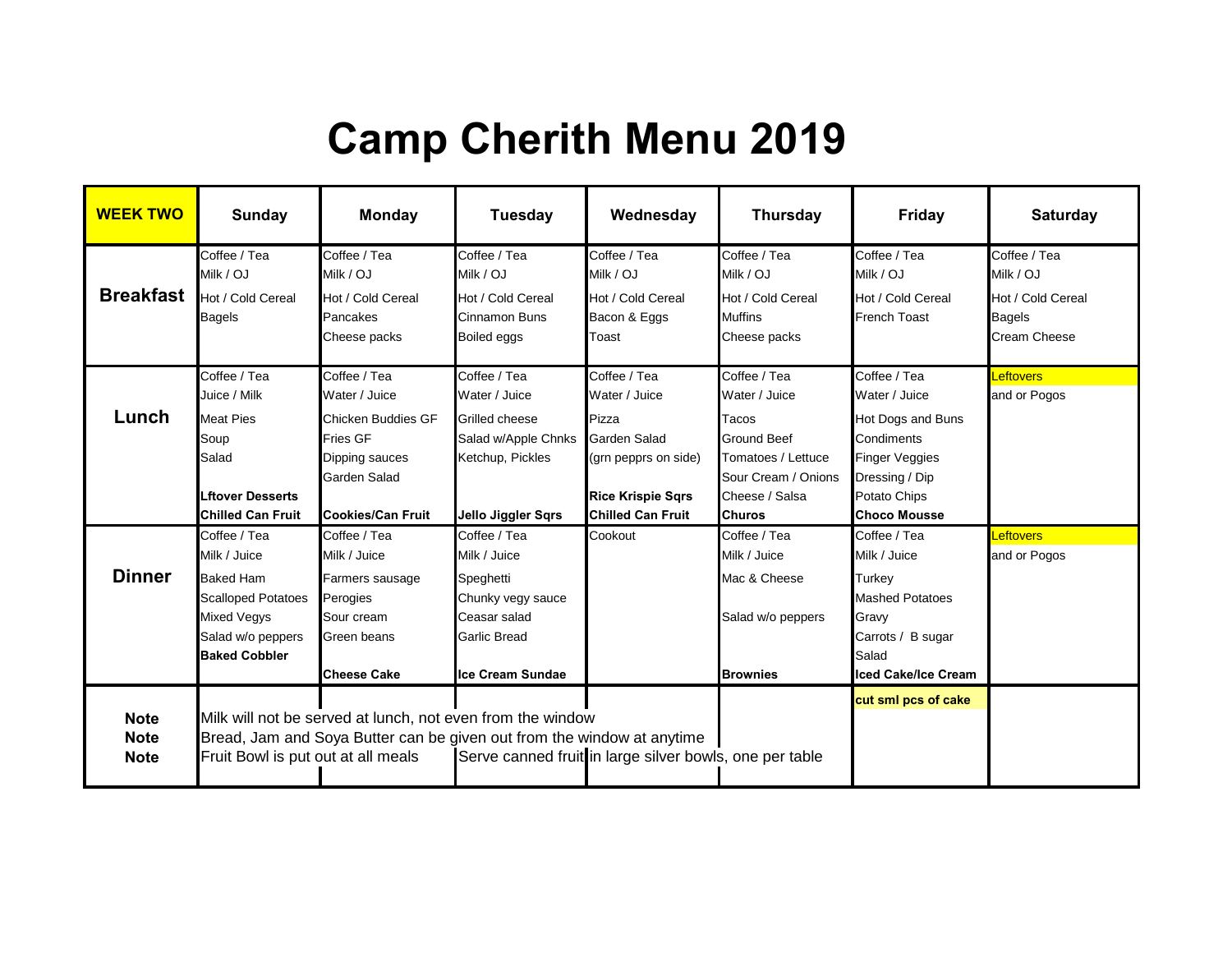# Camp Cherith Menu 2019

| WEEK TWO | Sunday | Monday | Tuesday | Wednesday | Thursday | Friday | Saturday |
|---|---|---|---|---|---|---|---|
| **Breakfast** | Coffee / Tea<br>Milk / OJ<br>Hot / Cold Cereal<br>Bagels | Coffee / Tea<br>Milk / OJ<br>Hot / Cold Cereal<br>Pancakes<br>Cheese packs | Coffee / Tea<br>Milk / OJ<br>Hot / Cold Cereal<br>Cinnamon Buns<br>Boiled eggs | Coffee / Tea<br>Milk / OJ<br>Hot / Cold Cereal<br>Bacon & Eggs<br>Toast | Coffee / Tea<br>Milk / OJ<br>Hot / Cold Cereal<br>Muffins<br>Cheese packs | Coffee / Tea<br>Milk / OJ<br>Hot / Cold Cereal<br>French Toast | Coffee / Tea<br>Milk / OJ<br>Hot / Cold Cereal<br>Bagels<br>Cream Cheese |
| **Lunch** | Coffee / Tea<br>Juice / Milk<br>Meat Pies<br>Soup<br>Salad<br>**Lftover Desserts**<br>**Chilled Can Fruit** | Coffee / Tea<br>Water / Juice<br>Chicken Buddies GF<br>Fries GF<br>Dipping sauces<br>Garden Salad<br>**Cookies/Can Fruit** | Coffee / Tea<br>Water / Juice<br>Grilled cheese<br>Salad w/Apple Chnks<br>Ketchup, Pickles<br>**Jello Jiggler Sqrs** | Coffee / Tea<br>Water / Juice<br>Pizza<br>Garden Salad<br>(grn pepprs on side)<br>**Rice Krispie Sqrs**<br>**Chilled Can Fruit** | Coffee / Tea<br>Water / Juice<br>Tacos<br>Ground Beef<br>Tomatoes / Lettuce<br>Sour Cream / Onions<br>Cheese / Salsa<br>**Churos** | Coffee / Tea<br>Water / Juice<br>Hot Dogs and Buns<br>Condiments<br>Finger Veggies<br>Dressing / Dip<br>Potato Chips<br>**Choco Mousse** | Leftovers<br>and or Pogos |
| **Dinner** | Coffee / Tea<br>Milk / Juice<br>Baked Ham<br>Scalloped Potatoes<br>Mixed Vegys<br>Salad w/o peppers<br>**Baked Cobbler** | Coffee / Tea<br>Milk / Juice<br>Farmers sausage<br>Perogies<br>Sour cream<br>Green beans<br>**Cheese Cake** | Coffee / Tea<br>Milk / Juice<br>Speghetti<br>Chunky vegy sauce<br>Ceasar salad<br>Garlic Bread<br>**Ice Cream Sundae** | Cookout | Coffee / Tea<br>Milk / Juice<br>Mac & Cheese<br>Salad w/o peppers<br>**Brownies** | Coffee / Tea<br>Milk / Juice<br>Turkey<br>Mashed Potatoes<br>Gravy<br>Carrots / B sugar<br>Salad<br>**Iced Cake/Ice Cream** | Leftovers<br>and or Pogos |
| **Note**<br>**Note**<br>**Note** | Milk will not be served at lunch, not even from the window<br>Bread, Jam and Soya Butter can be given out from the window at anytime<br>Fruit Bowl is put out at all meals | | Serve canned fruit in large silver bowls, one per table | | | **cut sml pcs of cake** | |